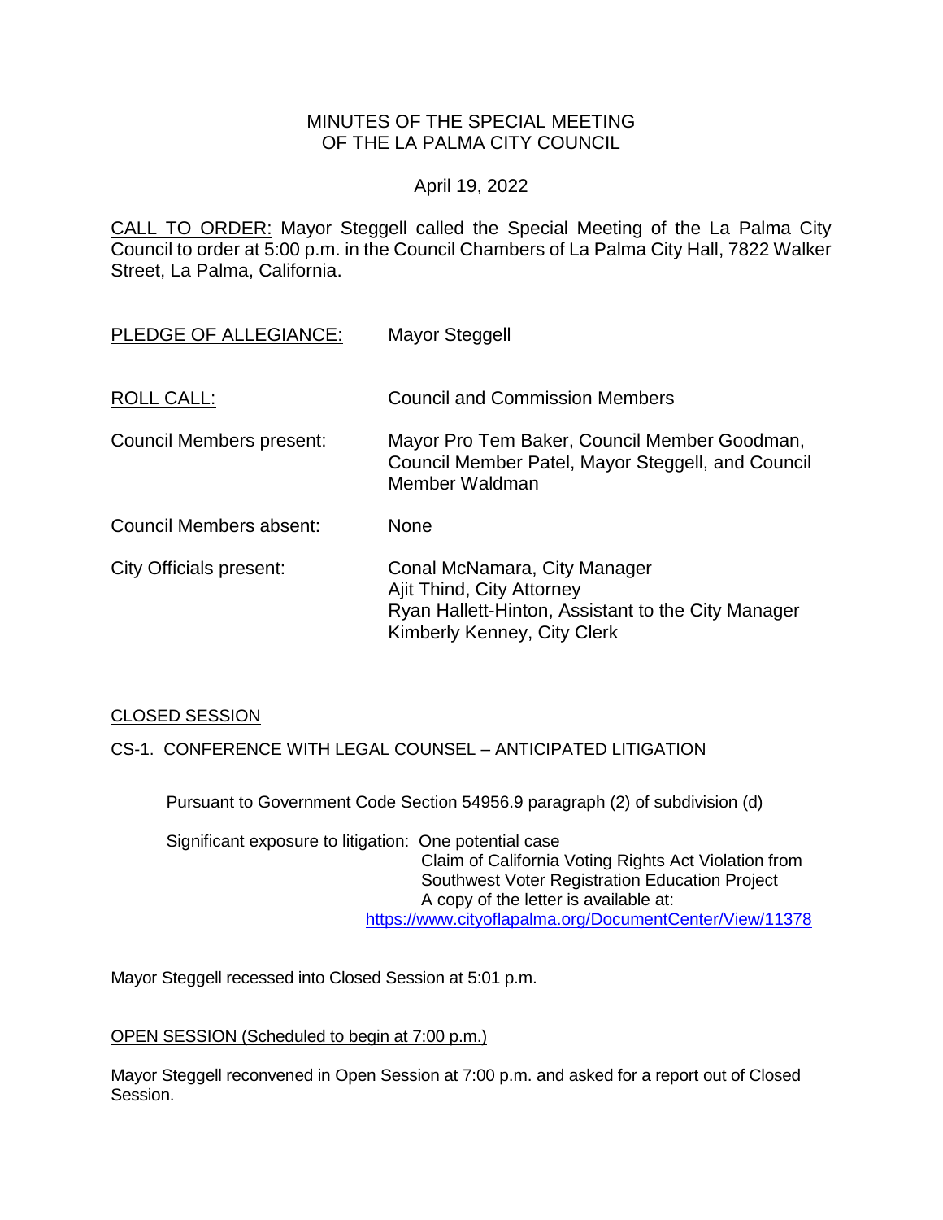MINUTES OF THE SPECIAL MEETING
OF THE LA PALMA CITY COUNCIL

April 19, 2022

CALL TO ORDER: Mayor Steggell called the Special Meeting of the La Palma City Council to order at 5:00 p.m. in the Council Chambers of La Palma City Hall, 7822 Walker Street, La Palma, California.

PLEDGE OF ALLEGIANCE: Mayor Steggell

ROLL CALL: Council and Commission Members

Council Members present: Mayor Pro Tem Baker, Council Member Goodman, Council Member Patel, Mayor Steggell, and Council Member Waldman

Council Members absent: None

City Officials present: Conal McNamara, City Manager
Ajit Thind, City Attorney
Ryan Hallett-Hinton, Assistant to the City Manager
Kimberly Kenney, City Clerk

CLOSED SESSION

CS-1. CONFERENCE WITH LEGAL COUNSEL – ANTICIPATED LITIGATION

Pursuant to Government Code Section 54956.9 paragraph (2) of subdivision (d)

Significant exposure to litigation: One potential case
Claim of California Voting Rights Act Violation from Southwest Voter Registration Education Project
A copy of the letter is available at:
https://www.cityoflapalma.org/DocumentCenter/View/11378

Mayor Steggell recessed into Closed Session at 5:01 p.m.

OPEN SESSION (Scheduled to begin at 7:00 p.m.)

Mayor Steggell reconvened in Open Session at 7:00 p.m. and asked for a report out of Closed Session.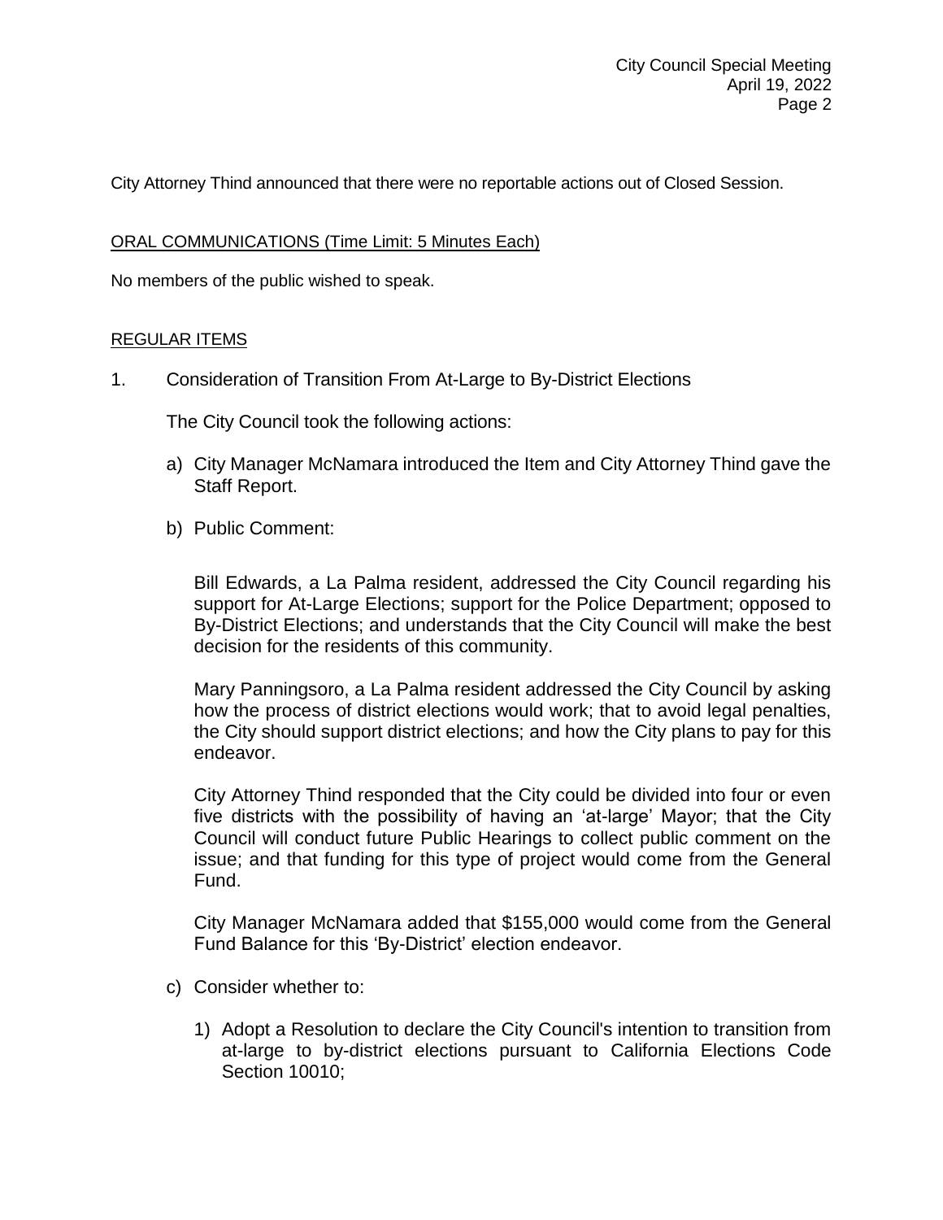City Attorney Thind announced that there were no reportable actions out of Closed Session.

ORAL COMMUNICATIONS (Time Limit: 5 Minutes Each)

No members of the public wished to speak.

REGULAR ITEMS

1. Consideration of Transition From At-Large to By-District Elections

   The City Council took the following actions:

   a) City Manager McNamara introduced the Item and City Attorney Thind gave the Staff Report.

   b) Public Comment:

      Bill Edwards, a La Palma resident, addressed the City Council regarding his support for At-Large Elections; support for the Police Department; opposed to By-District Elections; and understands that the City Council will make the best decision for the residents of this community.

      Mary Panningsoro, a La Palma resident addressed the City Council by asking how the process of district elections would work; that to avoid legal penalties, the City should support district elections; and how the City plans to pay for this endeavor.

      City Attorney Thind responded that the City could be divided into four or even five districts with the possibility of having an 'at-large' Mayor; that the City Council will conduct future Public Hearings to collect public comment on the issue; and that funding for this type of project would come from the General Fund.

      City Manager McNamara added that $155,000 would come from the General Fund Balance for this 'By-District' election endeavor.

   c) Consider whether to:

      1) Adopt a Resolution to declare the City Council's intention to transition from at-large to by-district elections pursuant to California Elections Code Section 10010;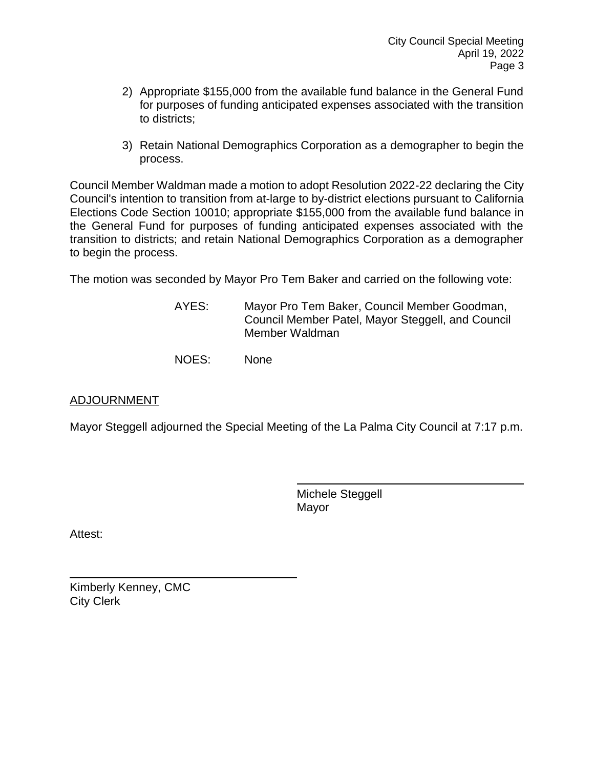2) Appropriate $155,000 from the available fund balance in the General Fund for purposes of funding anticipated expenses associated with the transition to districts;

3) Retain National Demographics Corporation as a demographer to begin the process.

Council Member Waldman made a motion to adopt Resolution 2022-22 declaring the City Council's intention to transition from at-large to by-district elections pursuant to California Elections Code Section 10010; appropriate $155,000 from the available fund balance in the General Fund for purposes of funding anticipated expenses associated with the transition to districts; and retain National Demographics Corporation as a demographer to begin the process.

The motion was seconded by Mayor Pro Tem Baker and carried on the following vote:

| | |
|---|---|
| AYES: | Mayor Pro Tem Baker, Council Member Goodman, Council Member Patel, Mayor Steggell, and Council Member Waldman |
| NOES: | None |

ADJOURNMENT

Mayor Steggell adjourned the Special Meeting of the La Palma City Council at 7:17 p.m.

Michele Steggell
Mayor

Attest:

Kimberly Kenney, CMC
City Clerk